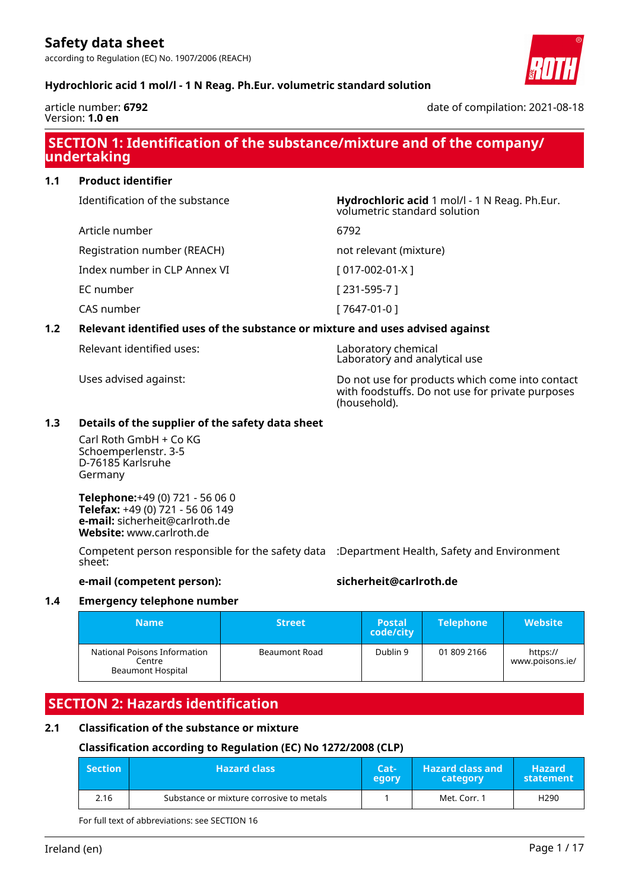# Safety data sheet

according to Regulation (EC) No. 1907/2006 (REACH)

**Hydrochloric acid 1 mol/l - 1 N Reag. Ph.Eur. volumetric standard solution**

article number: **6792**
Version: **1.0 en**

date of compilation: 2021-08-18

## SECTION 1: Identification of the substance/mixture and of the company/ undertaking

### 1.1 Product identifier

| | |
|---|---|
| Identification of the substance | **Hydrochloric acid** 1 mol/l - 1 N Reag. Ph.Eur. volumetric standard solution |
| Article number | 6792 |
| Registration number (REACH) | not relevant (mixture) |
| Index number in CLP Annex VI | [ 017-002-01-X ] |
| EC number | [ 231-595-7 ] |
| CAS number | [ 7647-01-0 ] |

### 1.2 Relevant identified uses of the substance or mixture and uses advised against

| | |
|---|---|
| Relevant identified uses: | Laboratory chemical<br>Laboratory and analytical use |
| Uses advised against: | Do not use for products which come into contact with foodstuffs. Do not use for private purposes (household). |

### 1.3 Details of the supplier of the safety data sheet

Carl Roth GmbH + Co KG
Schoemperlenstr. 3-5
D-76185 Karlsruhe
Germany

**Telephone:**+49 (0) 721 - 56 06 0
**Telefax:** +49 (0) 721 - 56 06 149
**e-mail:** sicherheit@carlroth.de
**Website:** www.carlroth.de

Competent person responsible for the safety data sheet: :Department Health, Safety and Environment

**e-mail (competent person):** **sicherheit@carlroth.de**

### 1.4 Emergency telephone number

| Name | Street | Postal code/city | Telephone | Website |
|---|---|---|---|---|
| National Poisons Information Centre<br>Beaumont Hospital | Beaumont Road | Dublin 9 | 01 809 2166 | https://www.poisons.ie/ |

## SECTION 2: Hazards identification

### 2.1 Classification of the substance or mixture

#### Classification according to Regulation (EC) No 1272/2008 (CLP)

| Section | Hazard class | Category | Hazard class and category | Hazard statement |
|---|---|---|---|---|
| 2.16 | Substance or mixture corrosive to metals | 1 | Met. Corr. 1 | H290 |

For full text of abbreviations: see SECTION 16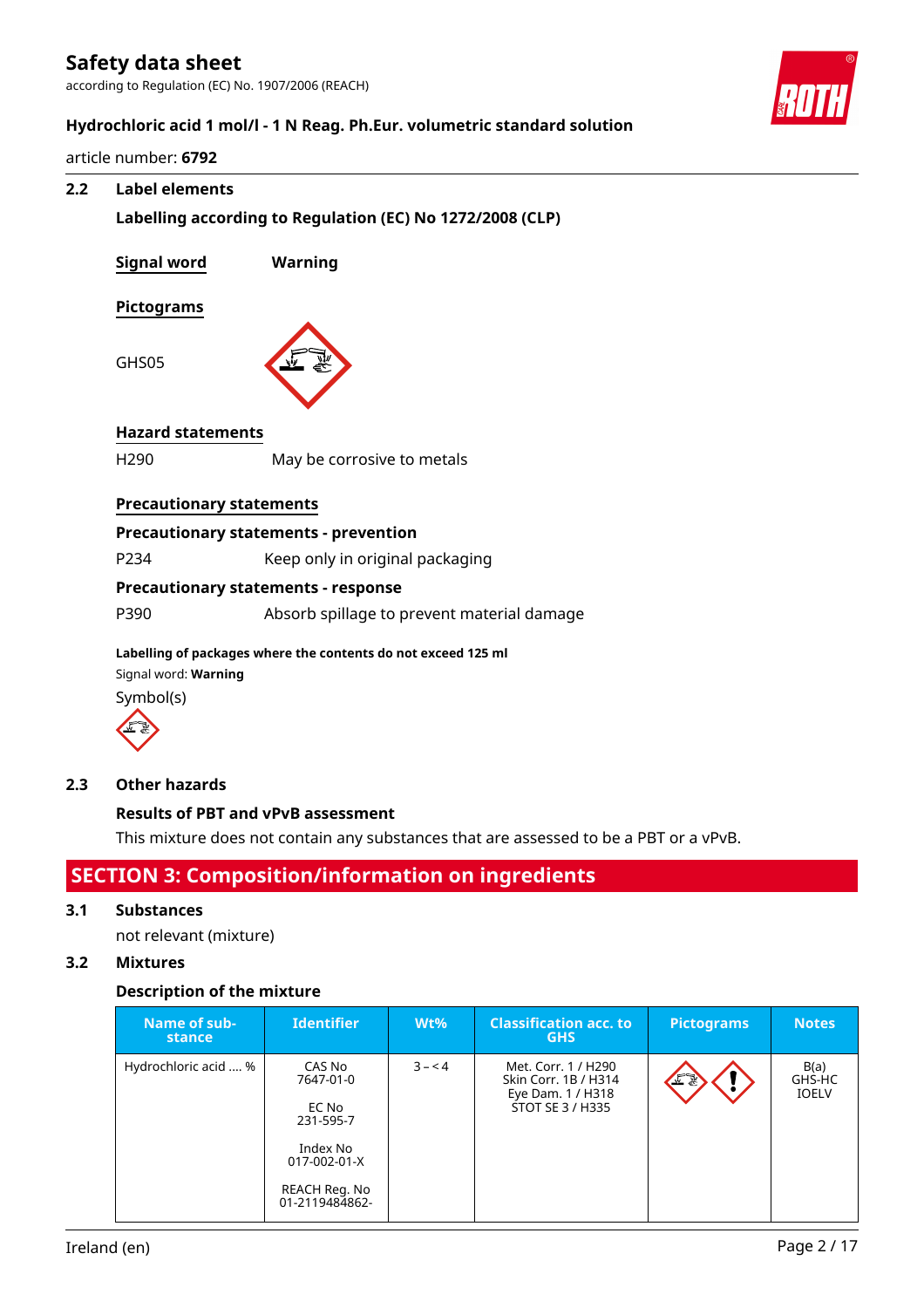### 2.2 Label elements

**Labelling according to Regulation (EC) No 1272/2008 (CLP)**

**Signal word** **Warning**

**Pictograms**

GHS05

**Hazard statements**

H290 May be corrosive to metals

**Precautionary statements**

**Precautionary statements - prevention**

P234 Keep only in original packaging

**Precautionary statements - response**

P390 Absorb spillage to prevent material damage

**Labelling of packages where the contents do not exceed 125 ml**

Signal word: **Warning**

Symbol(s)

### 2.3 Other hazards

**Results of PBT and vPvB assessment**

This mixture does not contain any substances that are assessed to be a PBT or a vPvB.

## SECTION 3: Composition/information on ingredients

### 3.1 Substances

not relevant (mixture)

### 3.2 Mixtures

**Description of the mixture**

| Name of substance | Identifier | Wt% | Classification acc. to GHS | Pictograms | Notes |
|---|---|---|---|---|---|
| Hydrochloric acid .... % | CAS No 7647-01-0<br><br>EC No 231-595-7<br><br>Index No 017-002-01-X<br><br>REACH Reg. No 01-2119484862- | 3 – < 4 | Met. Corr. 1 / H290<br>Skin Corr. 1B / H314<br>Eye Dam. 1 / H318<br>STOT SE 3 / H335 | | B(a)<br>GHS-HC<br>IOELV |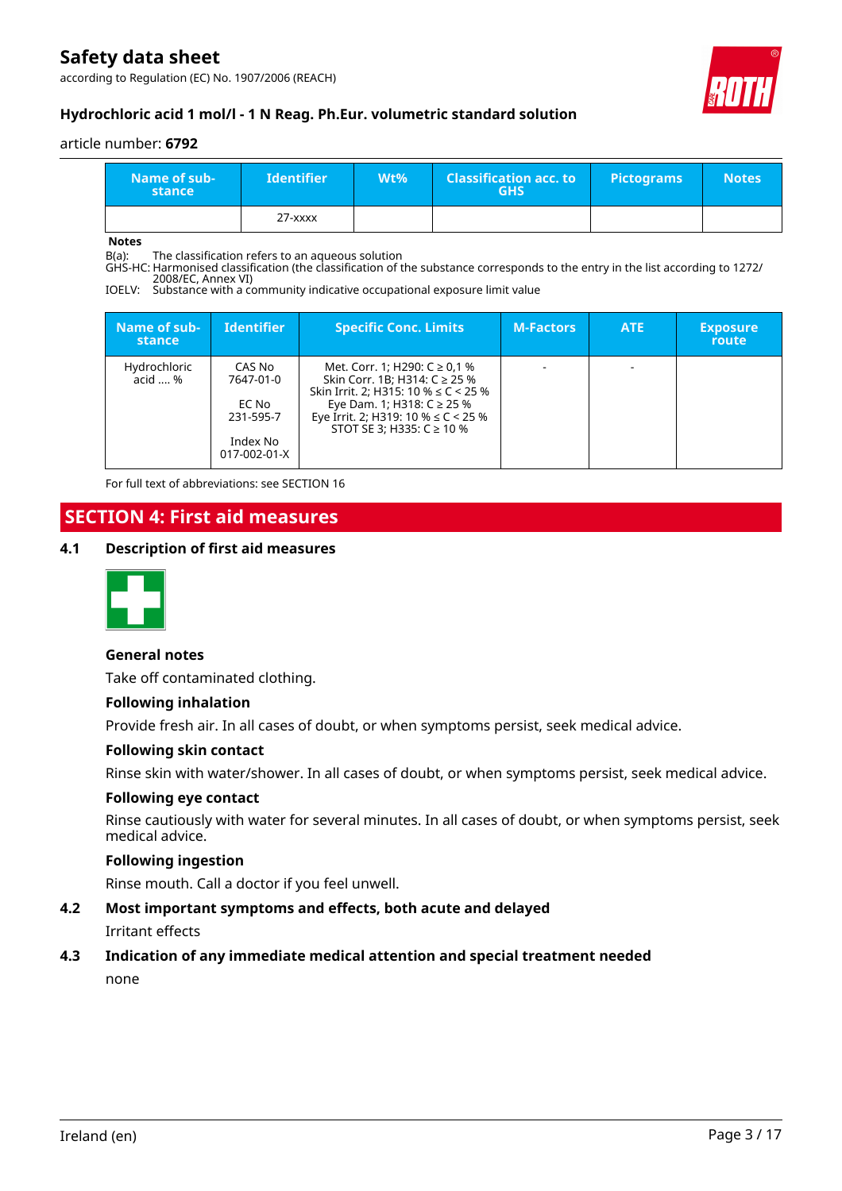| Name of substance | Identifier | Wt% | Classification acc. to GHS | Pictograms | Notes |
|---|---|---|---|---|---|
| | 27-xxxx | | | | |

**Notes**
B(a): The classification refers to an aqueous solution
GHS-HC: Harmonised classification (the classification of the substance corresponds to the entry in the list according to 1272/2008/EC, Annex VI)
IOELV: Substance with a community indicative occupational exposure limit value

| Name of substance | Identifier | Specific Conc. Limits | M-Factors | ATE | Exposure route |
|---|---|---|---|---|---|
| Hydrochloric acid .... % | CAS No 7647-01-0<br><br>EC No 231-595-7<br><br>Index No 017-002-01-X | Met. Corr. 1; H290: C ≥ 0,1 %<br>Skin Corr. 1B; H314: C ≥ 25 %<br>Skin Irrit. 2; H315: 10 % ≤ C < 25 %<br>Eye Dam. 1; H318: C ≥ 25 %<br>Eye Irrit. 2; H319: 10 % ≤ C < 25 %<br>STOT SE 3; H335: C ≥ 10 % | - | - | |

For full text of abbreviations: see SECTION 16

# SECTION 4: First aid measures

## 4.1 Description of first aid measures

**General notes**

Take off contaminated clothing.

**Following inhalation**

Provide fresh air. In all cases of doubt, or when symptoms persist, seek medical advice.

**Following skin contact**

Rinse skin with water/shower. In all cases of doubt, or when symptoms persist, seek medical advice.

**Following eye contact**

Rinse cautiously with water for several minutes. In all cases of doubt, or when symptoms persist, seek medical advice.

**Following ingestion**

Rinse mouth. Call a doctor if you feel unwell.

## 4.2 Most important symptoms and effects, both acute and delayed

Irritant effects

## 4.3 Indication of any immediate medical attention and special treatment needed

none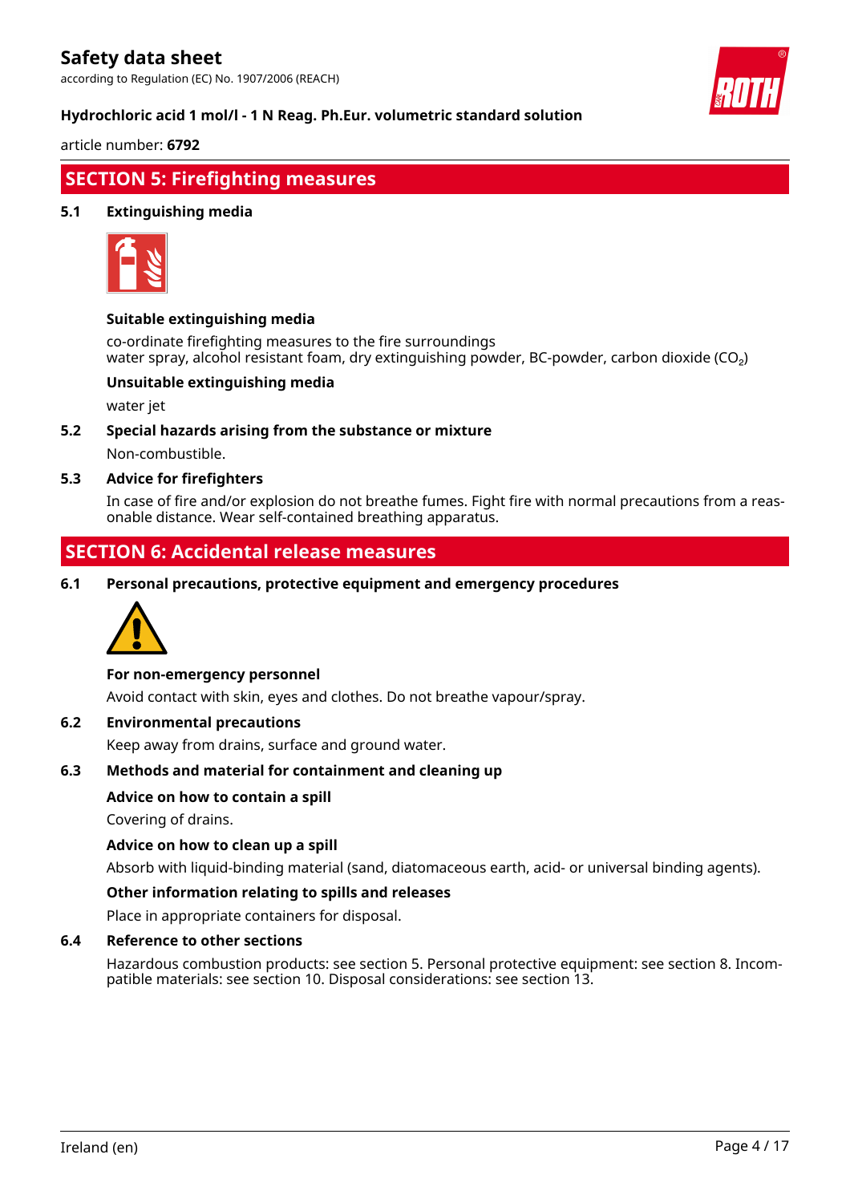## SECTION 5: Firefighting measures

### 5.1 Extinguishing media

**Suitable extinguishing media**

co-ordinate firefighting measures to the fire surroundings
water spray, alcohol resistant foam, dry extinguishing powder, BC-powder, carbon dioxide ($CO_2$)

**Unsuitable extinguishing media**

water jet

### 5.2 Special hazards arising from the substance or mixture

Non-combustible.

### 5.3 Advice for firefighters

In case of fire and/or explosion do not breathe fumes. Fight fire with normal precautions from a reasonable distance. Wear self-contained breathing apparatus.

## SECTION 6: Accidental release measures

### 6.1 Personal precautions, protective equipment and emergency procedures

**For non-emergency personnel**

Avoid contact with skin, eyes and clothes. Do not breathe vapour/spray.

### 6.2 Environmental precautions

Keep away from drains, surface and ground water.

### 6.3 Methods and material for containment and cleaning up

**Advice on how to contain a spill**

Covering of drains.

**Advice on how to clean up a spill**

Absorb with liquid-binding material (sand, diatomaceous earth, acid- or universal binding agents).

**Other information relating to spills and releases**

Place in appropriate containers for disposal.

### 6.4 Reference to other sections

Hazardous combustion products: see section 5. Personal protective equipment: see section 8. Incompatible materials: see section 10. Disposal considerations: see section 13.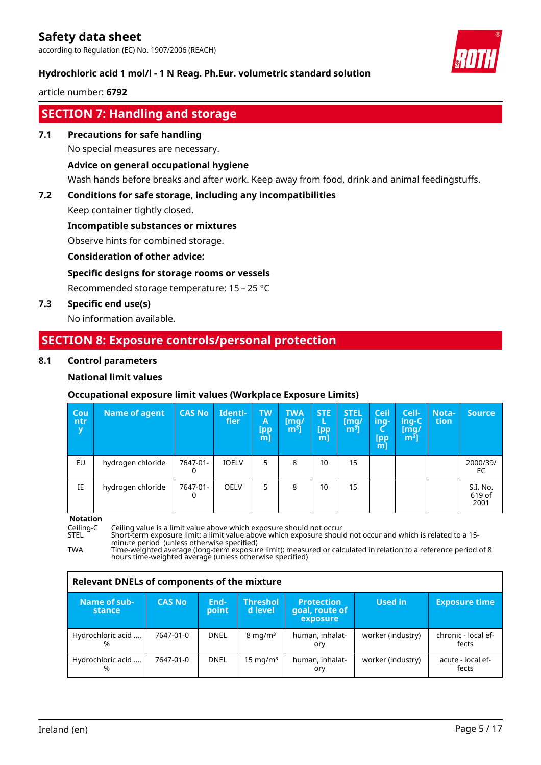## SECTION 7: Handling and storage

### 7.1 Precautions for safe handling

No special measures are necessary.

**Advice on general occupational hygiene**

Wash hands before breaks and after work. Keep away from food, drink and animal feedingstuffs.

### 7.2 Conditions for safe storage, including any incompatibilities

Keep container tightly closed.

**Incompatible substances or mixtures**

Observe hints for combined storage.

**Consideration of other advice:**

**Specific designs for storage rooms or vessels**

Recommended storage temperature: 15 – 25 °C

### 7.3 Specific end use(s)

No information available.

## SECTION 8: Exposure controls/personal protection

### 8.1 Control parameters

**National limit values**

**Occupational exposure limit values (Workplace Exposure Limits)**

| Country | Name of agent | CAS No | Identifier | TWA [ppm] | TWA [mg/m³] | STEL [ppm] | STEL [mg/m³] | Ceiling-C [ppm] | Ceiling-C [mg/m³] | Notation | Source |
|---|---|---|---|---|---|---|---|---|---|---|---|
| EU | hydrogen chloride | 7647-01-0 | IOELV | 5 | 8 | 10 | 15 | | | | 2000/39/EC |
| IE | hydrogen chloride | 7647-01-0 | OELV | 5 | 8 | 10 | 15 | | | | S.I. No. 619 of 2001 |

**Notation**

Ceiling-C   Ceiling value is a limit value above which exposure should not occur

STEL   Short-term exposure limit: a limit value above which exposure should not occur and which is related to a 15-minute period (unless otherwise specified)

TWA   Time-weighted average (long-term exposure limit): measured or calculated in relation to a reference period of 8 hours time-weighted average (unless otherwise specified)

**Relevant DNELs of components of the mixture**

| Name of substance | CAS No | Endpoint | Threshold level | Protection goal, route of exposure | Used in | Exposure time |
|---|---|---|---|---|---|---|
| Hydrochloric acid .... % | 7647-01-0 | DNEL | 8 mg/m³ | human, inhalatory | worker (industry) | chronic - local effects |
| Hydrochloric acid .... % | 7647-01-0 | DNEL | 15 mg/m³ | human, inhalatory | worker (industry) | acute - local effects |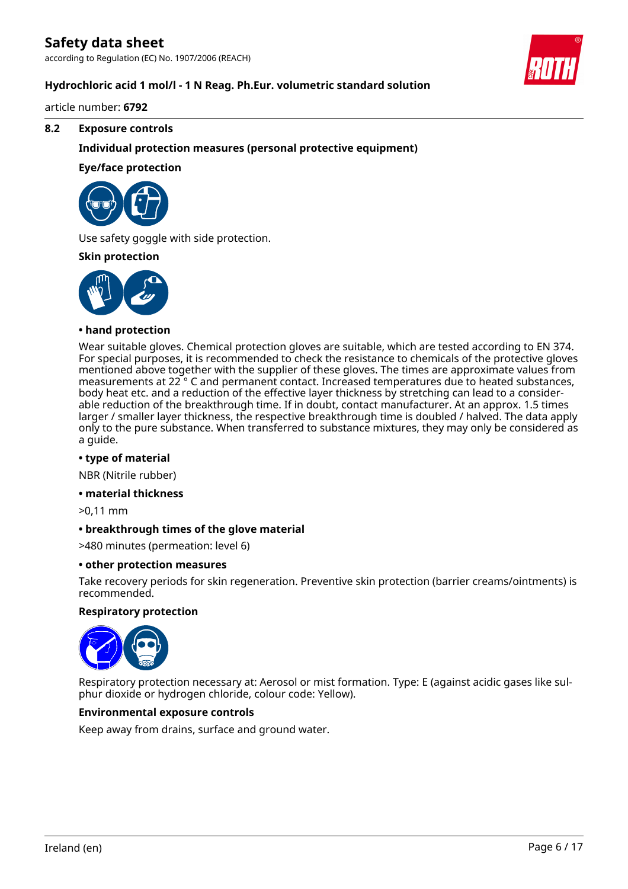### 8.2 Exposure controls

**Individual protection measures (personal protective equipment)**

**Eye/face protection**

Use safety goggle with side protection.

**Skin protection**

**• hand protection**

Wear suitable gloves. Chemical protection gloves are suitable, which are tested according to EN 374. For special purposes, it is recommended to check the resistance to chemicals of the protective gloves mentioned above together with the supplier of these gloves. The times are approximate values from measurements at 22 ° C and permanent contact. Increased temperatures due to heated substances, body heat etc. and a reduction of the effective layer thickness by stretching can lead to a considerable reduction of the breakthrough time. If in doubt, contact manufacturer. At an approx. 1.5 times larger / smaller layer thickness, the respective breakthrough time is doubled / halved. The data apply only to the pure substance. When transferred to substance mixtures, they may only be considered as a guide.

**• type of material**

NBR (Nitrile rubber)

**• material thickness**

>0,11 mm

**• breakthrough times of the glove material**

>480 minutes (permeation: level 6)

**• other protection measures**

Take recovery periods for skin regeneration. Preventive skin protection (barrier creams/ointments) is recommended.

**Respiratory protection**

Respiratory protection necessary at: Aerosol or mist formation. Type: E (against acidic gases like sulphur dioxide or hydrogen chloride, colour code: Yellow).

**Environmental exposure controls**

Keep away from drains, surface and ground water.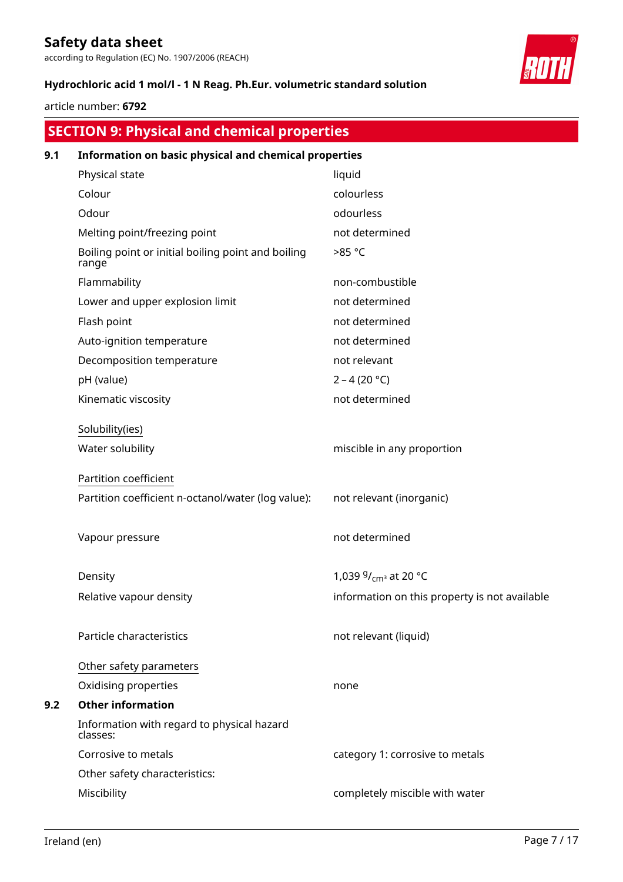## SECTION 9: Physical and chemical properties

### 9.1 Information on basic physical and chemical properties

| | |
|---|---|
| Physical state | liquid |
| Colour | colourless |
| Odour | odourless |
| Melting point/freezing point | not determined |
| Boiling point or initial boiling point and boiling range | >85 °C |
| Flammability | non-combustible |
| Lower and upper explosion limit | not determined |
| Flash point | not determined |
| Auto-ignition temperature | not determined |
| Decomposition temperature | not relevant |
| pH (value) | 2 – 4 (20 °C) |
| Kinematic viscosity | not determined |

Solubility(ies)

| | |
|---|---|
| Water solubility | miscible in any proportion |

Partition coefficient

| | |
|---|---|
| Partition coefficient n-octanol/water (log value): | not relevant (inorganic) |
| Vapour pressure | not determined |
| Density | 1,039 $^{g}/_{cm^3}$ at 20 °C |
| Relative vapour density | information on this property is not available |
| Particle characteristics | not relevant (liquid) |

Other safety parameters

| | |
|---|---|
| Oxidising properties | none |

### 9.2 Other information

Information with regard to physical hazard classes:

| | |
|---|---|
| Corrosive to metals | category 1: corrosive to metals |

Other safety characteristics:

| | |
|---|---|
| Miscibility | completely miscible with water |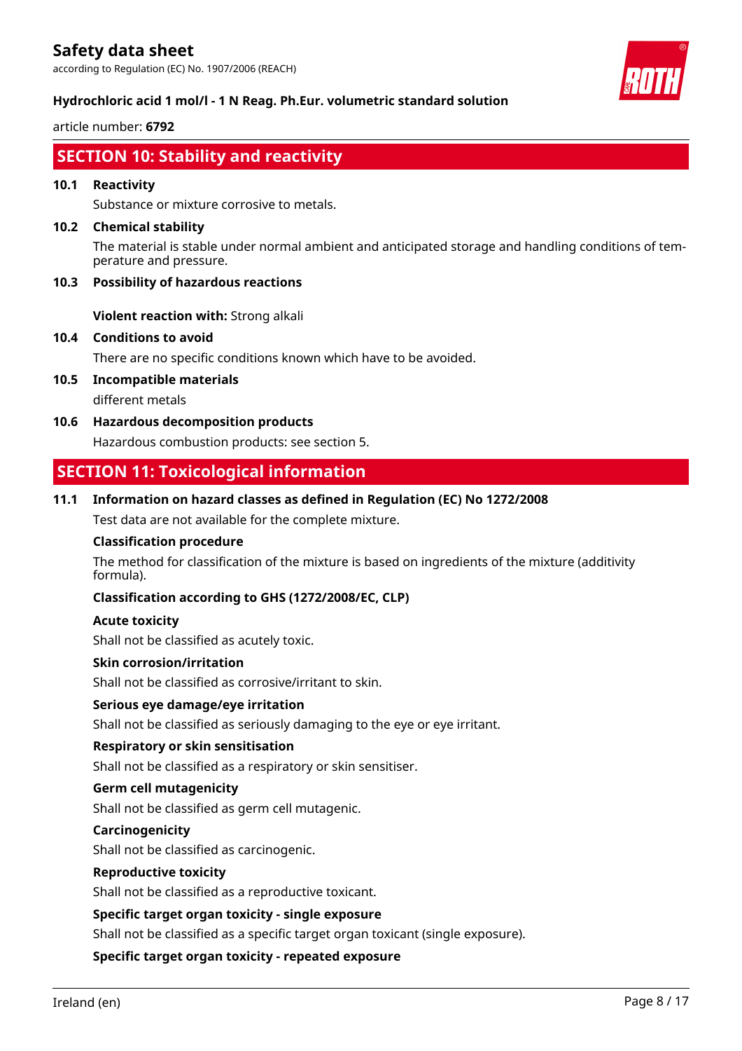## SECTION 10: Stability and reactivity

**10.1 Reactivity**

Substance or mixture corrosive to metals.

**10.2 Chemical stability**

The material is stable under normal ambient and anticipated storage and handling conditions of temperature and pressure.

**10.3 Possibility of hazardous reactions**

**Violent reaction with:** Strong alkali

**10.4 Conditions to avoid**

There are no specific conditions known which have to be avoided.

**10.5 Incompatible materials**

different metals

**10.6 Hazardous decomposition products**

Hazardous combustion products: see section 5.

## SECTION 11: Toxicological information

**11.1 Information on hazard classes as defined in Regulation (EC) No 1272/2008**

Test data are not available for the complete mixture.

**Classification procedure**

The method for classification of the mixture is based on ingredients of the mixture (additivity formula).

**Classification according to GHS (1272/2008/EC, CLP)**

**Acute toxicity**

Shall not be classified as acutely toxic.

**Skin corrosion/irritation**

Shall not be classified as corrosive/irritant to skin.

**Serious eye damage/eye irritation**

Shall not be classified as seriously damaging to the eye or eye irritant.

**Respiratory or skin sensitisation**

Shall not be classified as a respiratory or skin sensitiser.

**Germ cell mutagenicity**

Shall not be classified as germ cell mutagenic.

**Carcinogenicity**

Shall not be classified as carcinogenic.

**Reproductive toxicity**

Shall not be classified as a reproductive toxicant.

**Specific target organ toxicity - single exposure**

Shall not be classified as a specific target organ toxicant (single exposure).

**Specific target organ toxicity - repeated exposure**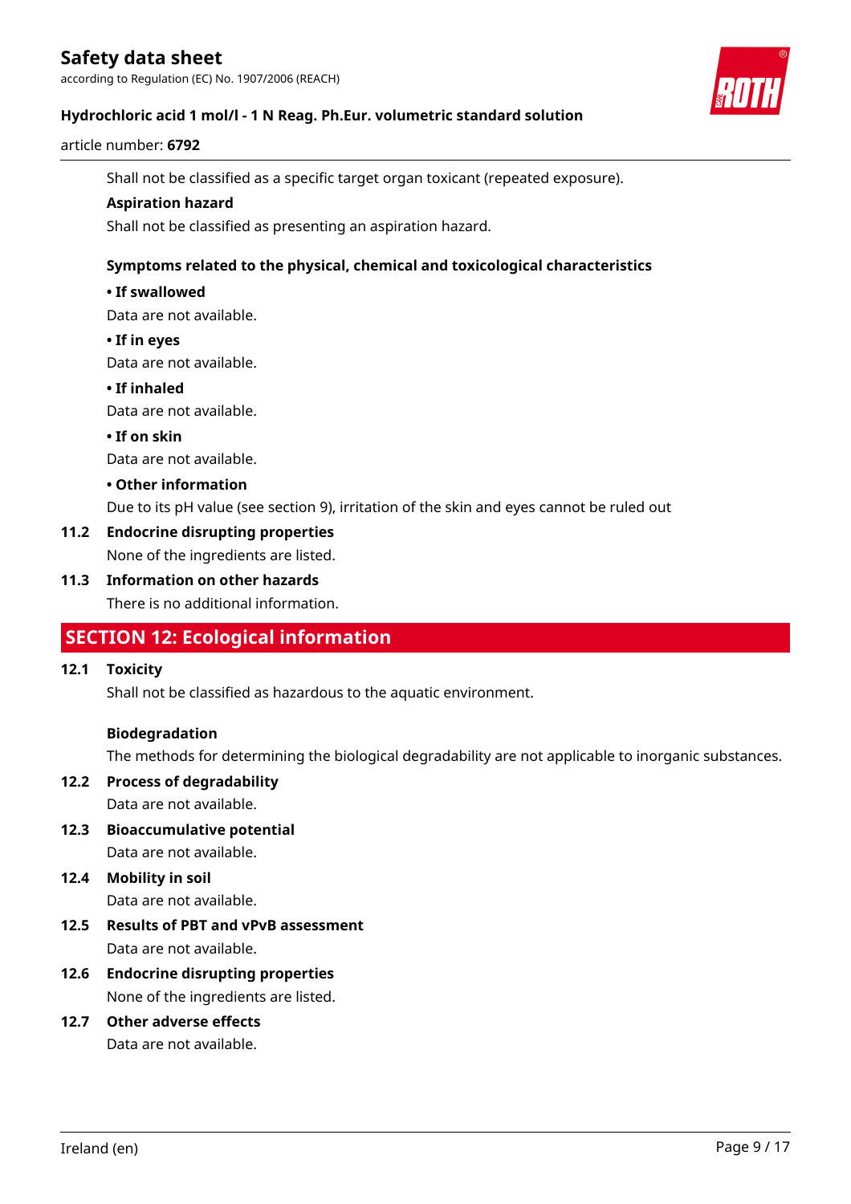Shall not be classified as a specific target organ toxicant (repeated exposure).

**Aspiration hazard**

Shall not be classified as presenting an aspiration hazard.

**Symptoms related to the physical, chemical and toxicological characteristics**

**• If swallowed**

Data are not available.

**• If in eyes**

Data are not available.

**• If inhaled**

Data are not available.

**• If on skin**

Data are not available.

**• Other information**

Due to its pH value (see section 9), irritation of the skin and eyes cannot be ruled out

### 11.2 Endocrine disrupting properties

None of the ingredients are listed.

### 11.3 Information on other hazards

There is no additional information.

## SECTION 12: Ecological information

### 12.1 Toxicity

Shall not be classified as hazardous to the aquatic environment.

**Biodegradation**

The methods for determining the biological degradability are not applicable to inorganic substances.

### 12.2 Process of degradability

Data are not available.

### 12.3 Bioaccumulative potential

Data are not available.

### 12.4 Mobility in soil

Data are not available.

### 12.5 Results of PBT and vPvB assessment

Data are not available.

### 12.6 Endocrine disrupting properties

None of the ingredients are listed.

### 12.7 Other adverse effects

Data are not available.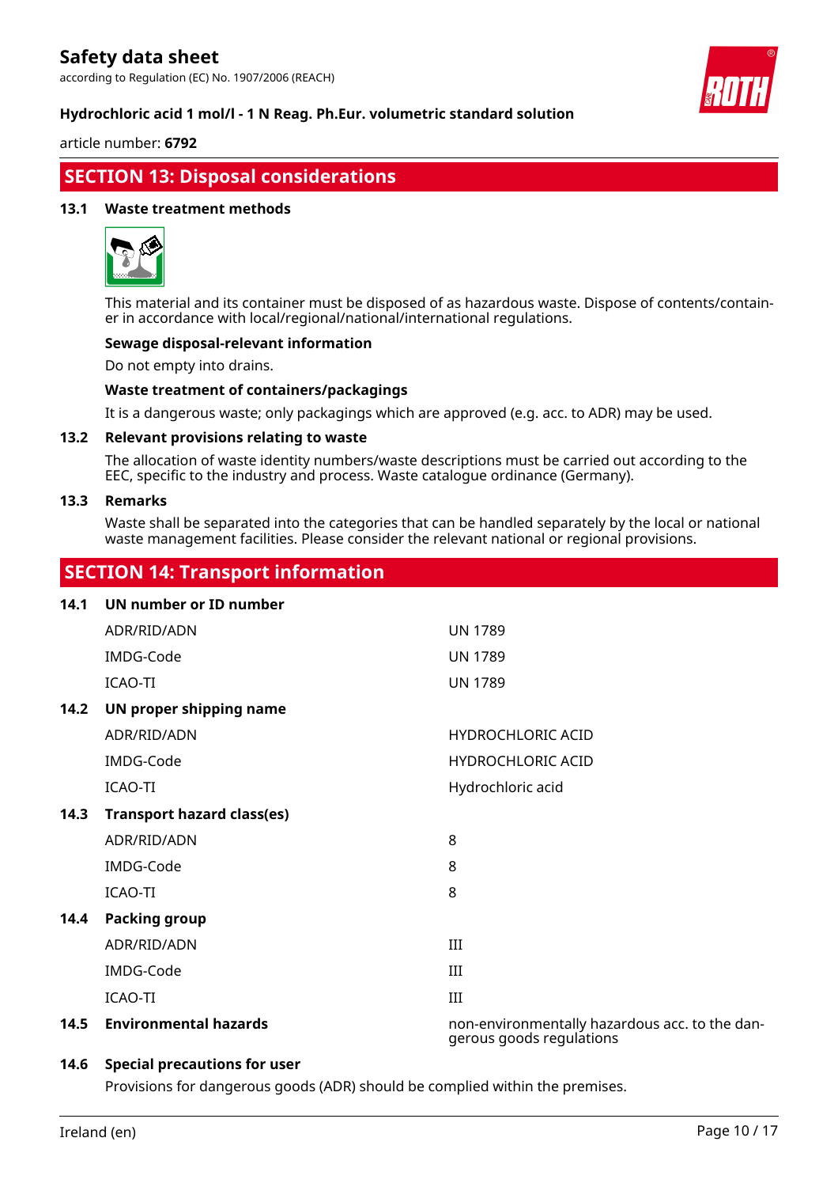## SECTION 13: Disposal considerations

### 13.1 Waste treatment methods

This material and its container must be disposed of as hazardous waste. Dispose of contents/container in accordance with local/regional/national/international regulations.

**Sewage disposal-relevant information**

Do not empty into drains.

**Waste treatment of containers/packagings**

It is a dangerous waste; only packagings which are approved (e.g. acc. to ADR) may be used.

### 13.2 Relevant provisions relating to waste

The allocation of waste identity numbers/waste descriptions must be carried out according to the EEC, specific to the industry and process. Waste catalogue ordinance (Germany).

### 13.3 Remarks

Waste shall be separated into the categories that can be handled separately by the local or national waste management facilities. Please consider the relevant national or regional provisions.

## SECTION 14: Transport information

### 14.1 UN number or ID number

| | |
|---|---|
| ADR/RID/ADN | UN 1789 |
| IMDG-Code | UN 1789 |
| ICAO-TI | UN 1789 |

### 14.2 UN proper shipping name

| | |
|---|---|
| ADR/RID/ADN | HYDROCHLORIC ACID |
| IMDG-Code | HYDROCHLORIC ACID |
| ICAO-TI | Hydrochloric acid |

### 14.3 Transport hazard class(es)

| | |
|---|---|
| ADR/RID/ADN | 8 |
| IMDG-Code | 8 |
| ICAO-TI | 8 |

### 14.4 Packing group

| | |
|---|---|
| ADR/RID/ADN | III |
| IMDG-Code | III |
| ICAO-TI | III |

### 14.5 Environmental hazards

non-environmentally hazardous acc. to the dangerous goods regulations

### 14.6 Special precautions for user

Provisions for dangerous goods (ADR) should be complied within the premises.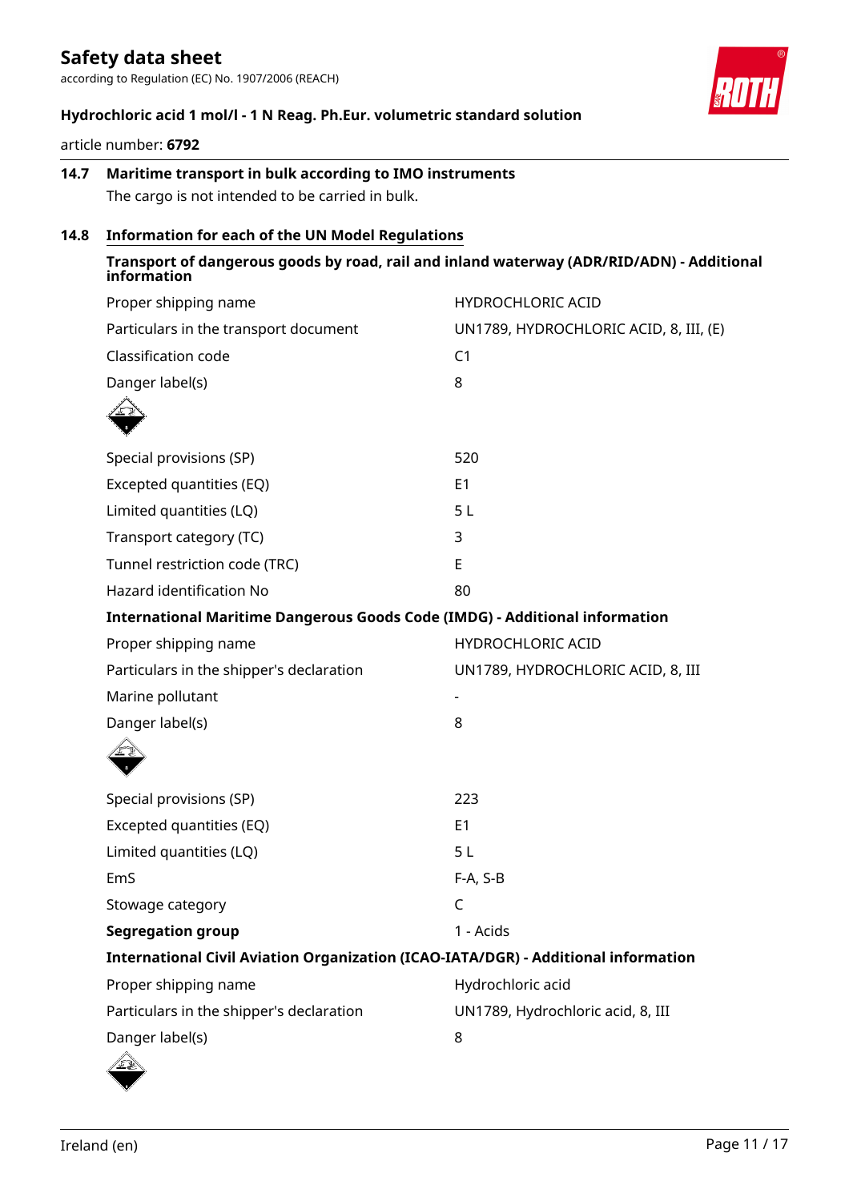### 14.7 Maritime transport in bulk according to IMO instruments

The cargo is not intended to be carried in bulk.

### 14.8 Information for each of the UN Model Regulations

**Transport of dangerous goods by road, rail and inland waterway (ADR/RID/ADN) - Additional information**

| | |
|---|---|
| Proper shipping name | HYDROCHLORIC ACID |
| Particulars in the transport document | UN1789, HYDROCHLORIC ACID, 8, III, (E) |
| Classification code | C1 |
| Danger label(s) | 8 |
| Special provisions (SP) | 520 |
| Excepted quantities (EQ) | E1 |
| Limited quantities (LQ) | 5 L |
| Transport category (TC) | 3 |
| Tunnel restriction code (TRC) | E |
| Hazard identification No | 80 |

**International Maritime Dangerous Goods Code (IMDG) - Additional information**

| | |
|---|---|
| Proper shipping name | HYDROCHLORIC ACID |
| Particulars in the shipper's declaration | UN1789, HYDROCHLORIC ACID, 8, III |
| Marine pollutant | - |
| Danger label(s) | 8 |
| Special provisions (SP) | 223 |
| Excepted quantities (EQ) | E1 |
| Limited quantities (LQ) | 5 L |
| EmS | F-A, S-B |
| Stowage category | C |
| **Segregation group** | 1 - Acids |

**International Civil Aviation Organization (ICAO-IATA/DGR) - Additional information**

| | |
|---|---|
| Proper shipping name | Hydrochloric acid |
| Particulars in the shipper's declaration | UN1789, Hydrochloric acid, 8, III |
| Danger label(s) | 8 |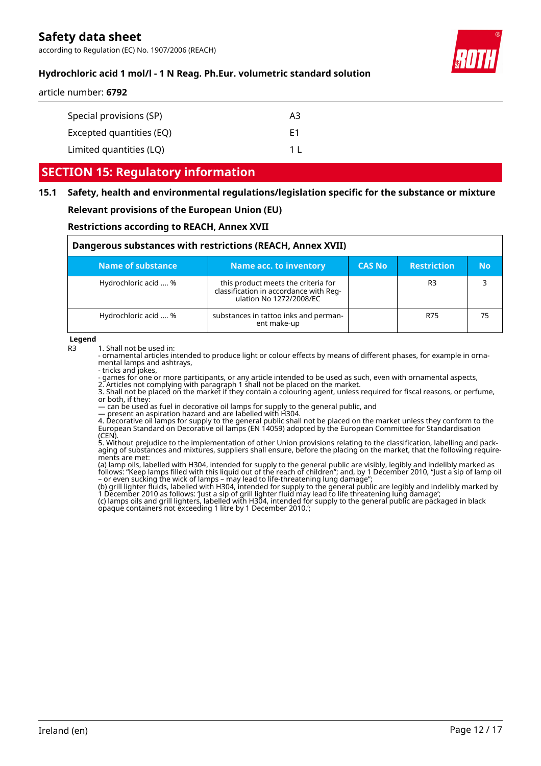| | |
|---|---|
| Special provisions (SP) | A3 |
| Excepted quantities (EQ) | E1 |
| Limited quantities (LQ) | 1 L |

## SECTION 15: Regulatory information

### 15.1 Safety, health and environmental regulations/legislation specific for the substance or mixture

**Relevant provisions of the European Union (EU)**

**Restrictions according to REACH, Annex XVII**

**Dangerous substances with restrictions (REACH, Annex XVII)**

| Name of substance | Name acc. to inventory | CAS No | Restriction | No |
|---|---|---|---|---|
| Hydrochloric acid .... % | this product meets the criteria for classification in accordance with Regulation No 1272/2008/EC | | R3 | 3 |
| Hydrochloric acid .... % | substances in tattoo inks and permanent make-up | | R75 | 75 |

**Legend**

R3 1. Shall not be used in:
- ornamental articles intended to produce light or colour effects by means of different phases, for example in ornamental lamps and ashtrays,
- tricks and jokes,
- games for one or more participants, or any article intended to be used as such, even with ornamental aspects,
2. Articles not complying with paragraph 1 shall not be placed on the market.
3. Shall not be placed on the market if they contain a colouring agent, unless required for fiscal reasons, or perfume, or both, if they:
— can be used as fuel in decorative oil lamps for supply to the general public, and
— present an aspiration hazard and are labelled with H304.
4. Decorative oil lamps for supply to the general public shall not be placed on the market unless they conform to the European Standard on Decorative oil lamps (EN 14059) adopted by the European Committee for Standardisation (CEN).
5. Without prejudice to the implementation of other Union provisions relating to the classification, labelling and packaging of substances and mixtures, suppliers shall ensure, before the placing on the market, that the following requirements are met:
(a) lamp oils, labelled with H304, intended for supply to the general public are visibly, legibly and indelibly marked as follows: "Keep lamps filled with this liquid out of the reach of children"; and, by 1 December 2010, "Just a sip of lamp oil – or even sucking the wick of lamps – may lead to life-threatening lung damage";
(b) grill lighter fluids, labelled with H304, intended for supply to the general public are legibly and indelibly marked by 1 December 2010 as follows: 'Just a sip of grill lighter fluid may lead to life threatening lung damage';
(c) lamps oils and grill lighters, labelled with H304, intended for supply to the general public are packaged in black opaque containers not exceeding 1 litre by 1 December 2010.';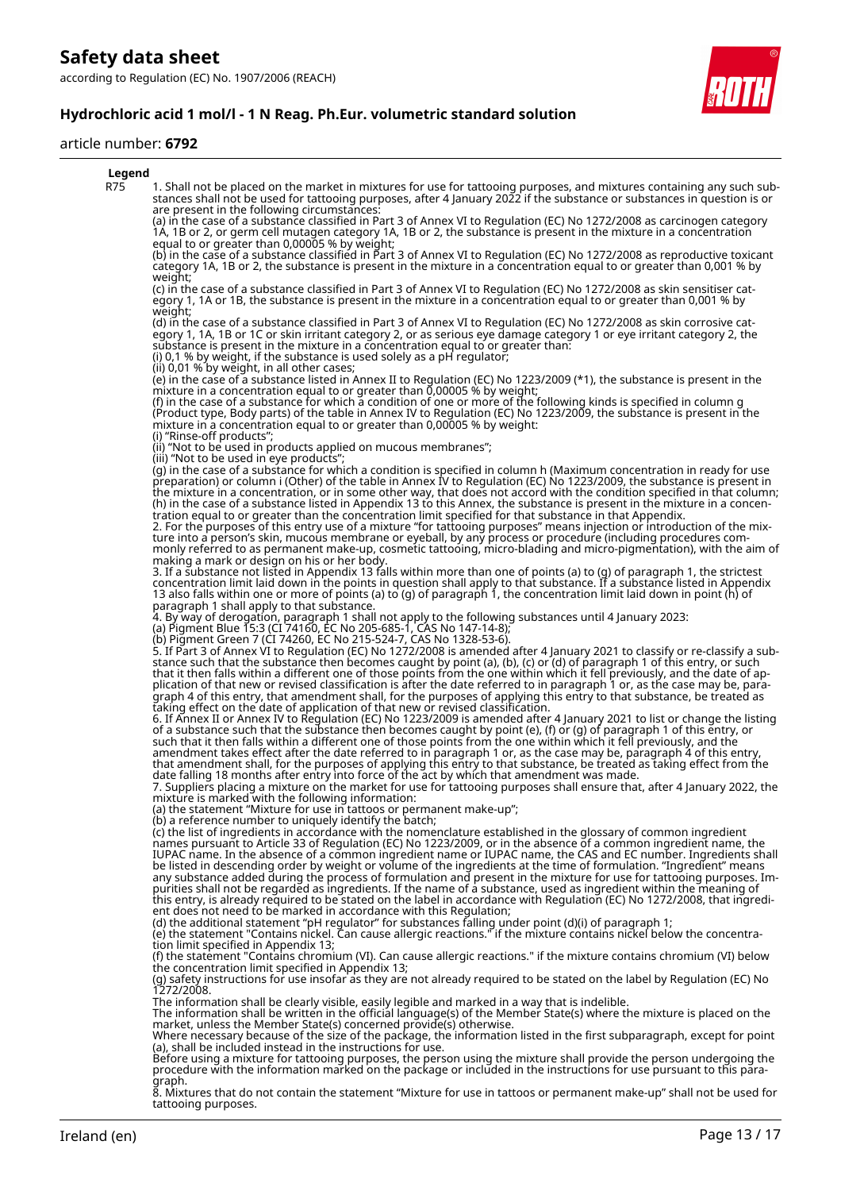**Legend**

| | |
|---|---|
| R75 | 1. Shall not be placed on the market in mixtures for use for tattooing purposes, and mixtures containing any such substances shall not be used for tattooing purposes, after 4 January 2022 if the substance or substances in question is or are present in the following circumstances:<br>(a) in the case of a substance classified in Part 3 of Annex VI to Regulation (EC) No 1272/2008 as carcinogen category 1A, 1B or 2, or germ cell mutagen category 1A, 1B or 2, the substance is present in the mixture in a concentration equal to or greater than 0,00005 % by weight;<br>(b) in the case of a substance classified in Part 3 of Annex VI to Regulation (EC) No 1272/2008 as reproductive toxicant category 1A, 1B or 2, the substance is present in the mixture in a concentration equal to or greater than 0,001 % by weight;<br>(c) in the case of a substance classified in Part 3 of Annex VI to Regulation (EC) No 1272/2008 as skin sensitiser category 1, 1A or 1B, the substance is present in the mixture in a concentration equal to or greater than 0,001 % by weight;<br>(d) in the case of a substance classified in Part 3 of Annex VI to Regulation (EC) No 1272/2008 as skin corrosive category 1, 1A, 1B or 1C or skin irritant category 2, or as serious eye damage category 1 or eye irritant category 2, the substance is present in the mixture in a concentration equal to or greater than:<br>(i) 0,1 % by weight, if the substance is used solely as a pH regulator;<br>(ii) 0,01 % by weight, in all other cases;<br>(e) in the case of a substance listed in Annex II to Regulation (EC) No 1223/2009 (*1), the substance is present in the mixture in a concentration equal to or greater than 0,00005 % by weight;<br>(f) in the case of a substance for which a condition of one or more of the following kinds is specified in column g (Product type, Body parts) of the table in Annex IV to Regulation (EC) No 1223/2009, the substance is present in the mixture in a concentration equal to or greater than 0,00005 % by weight:<br>(i) "Rinse-off products";<br>(ii) "Not to be used in products applied on mucous membranes";<br>(iii) "Not to be used in eye products";<br>(g) in the case of a substance for which a condition is specified in column h (Maximum concentration in ready for use preparation) or column i (Other) of the table in Annex IV to Regulation (EC) No 1223/2009, the substance is present in the mixture in a concentration, or in some other way, that does not accord with the condition specified in that column;<br>(h) in the case of a substance listed in Appendix 13 to this Annex, the substance is present in the mixture in a concentration equal to or greater than the concentration limit specified for that substance in that Appendix.<br>2. For the purposes of this entry use of a mixture "for tattooing purposes" means injection or introduction of the mixture into a person's skin, mucous membrane or eyeball, by any process or procedure (including procedures commonly referred to as permanent make-up, cosmetic tattooing, micro-blading and micro-pigmentation), with the aim of making a mark or design on his or her body.<br>3. If a substance not listed in Appendix 13 falls within more than one of points (a) to (g) of paragraph 1, the strictest concentration limit laid down in the points in question shall apply to that substance. If a substance listed in Appendix 13 also falls within one or more of points (a) to (g) of paragraph 1, the concentration limit laid down in point (h) of paragraph 1 shall apply to that substance.<br>4. By way of derogation, paragraph 1 shall not apply to the following substances until 4 January 2023:<br>(a) Pigment Blue 15:3 (CI 74160, EC No 205-685-1, CAS No 147-14-8);<br>(b) Pigment Green 7 (CI 74260, EC No 215-524-7, CAS No 1328-53-6).<br>5. If Part 3 of Annex VI to Regulation (EC) No 1272/2008 is amended after 4 January 2021 to classify or re-classify a substance such that the substance then becomes caught by point (a), (b), (c) or (d) of paragraph 1 of this entry, or such that it then falls within a different one of those points from the one within which it fell previously, and the date of application of that new or revised classification is after the date referred to in paragraph 1 or, as the case may be, paragraph 4 of this entry, that amendment shall, for the purposes of applying this entry to that substance, be treated as taking effect on the date of application of that new or revised classification.<br>6. If Annex II or Annex IV to Regulation (EC) No 1223/2009 is amended after 4 January 2021 to list or change the listing of a substance such that the substance then becomes caught by point (e), (f) or (g) of paragraph 1 of this entry, or such that it then falls within a different one of those points from the one within which it fell previously, and the amendment takes effect after the date referred to in paragraph 1 or, as the case may be, paragraph 4 of this entry, that amendment shall, for the purposes of applying this entry to that substance, be treated as taking effect from the date falling 18 months after entry into force of the act by which that amendment was made.<br>7. Suppliers placing a mixture on the market for use for tattooing purposes shall ensure that, after 4 January 2022, the mixture is marked with the following information:<br>(a) the statement "Mixture for use in tattoos or permanent make-up";<br>(b) a reference number to uniquely identify the batch;<br>(c) the list of ingredients in accordance with the nomenclature established in the glossary of common ingredient names pursuant to Article 33 of Regulation (EC) No 1223/2009, or in the absence of a common ingredient name, the IUPAC name. In the absence of a common ingredient name or IUPAC name, the CAS and EC number. Ingredients shall be listed in descending order by weight or volume of the ingredients at the time of formulation. "Ingredient" means any substance added during the process of formulation and present in the mixture for use for tattooing purposes. Impurities shall not be regarded as ingredients. If the name of a substance, used as ingredient within the meaning of this entry, is already required to be stated on the label in accordance with Regulation (EC) No 1272/2008, that ingredient does not need to be marked in accordance with this Regulation;<br>(d) the additional statement "pH regulator" for substances falling under point (d)(i) of paragraph 1;<br>(e) the statement "Contains nickel. Can cause allergic reactions." if the mixture contains nickel below the concentration limit specified in Appendix 13;<br>(f) the statement "Contains chromium (VI). Can cause allergic reactions." if the mixture contains chromium (VI) below the concentration limit specified in Appendix 13;<br>(g) safety instructions for use insofar as they are not already required to be stated on the label by Regulation (EC) No 1272/2008.<br>The information shall be clearly visible, easily legible and marked in a way that is indelible.<br>The information shall be written in the official language(s) of the Member State(s) where the mixture is placed on the market, unless the Member State(s) concerned provide(s) otherwise.<br>Where necessary because of the size of the package, the information listed in the first subparagraph, except for point (a), shall be included instead in the instructions for use.<br>Before using a mixture for tattooing purposes, the person using the mixture shall provide the person undergoing the procedure with the information marked on the package or included in the instructions for use pursuant to this paragraph.<br>8. Mixtures that do not contain the statement "Mixture for use in tattoos or permanent make-up" shall not be used for tattooing purposes. |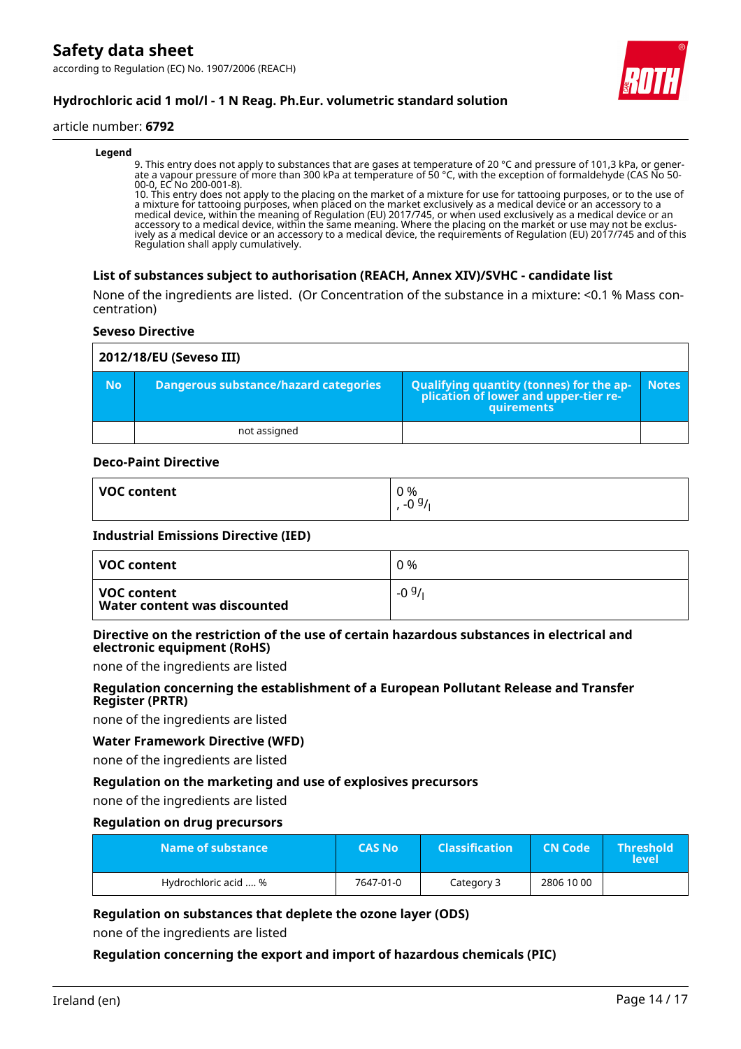**Legend**

9. This entry does not apply to substances that are gases at temperature of 20 °C and pressure of 101,3 kPa, or generate a vapour pressure of more than 300 kPa at temperature of 50 °C, with the exception of formaldehyde (CAS No 50-00-0, EC No 200-001-8).
10. This entry does not apply to the placing on the market of a mixture for use for tattooing purposes, or to the use of a mixture for tattooing purposes, when placed on the market exclusively as a medical device or an accessory to a medical device, within the meaning of Regulation (EU) 2017/745, or when used exclusively as a medical device or an accessory to a medical device, within the same meaning. Where the placing on the market or use may not be exclusively as a medical device or an accessory to a medical device, the requirements of Regulation (EU) 2017/745 and of this Regulation shall apply cumulatively.

### List of substances subject to authorisation (REACH, Annex XIV)/SVHC - candidate list

None of the ingredients are listed. (Or Concentration of the substance in a mixture: <0.1 % Mass concentration)

#### Seveso Directive

| 2012/18/EU (Seveso III) | | | |
|---|---|---|---|
| **No** | **Dangerous substance/hazard categories** | **Qualifying quantity (tonnes) for the application of lower and upper-tier requirements** | **Notes** |
| | not assigned | | |

#### Deco-Paint Directive

| VOC content | 0 %<br>, -0 g/l |
|---|---|

#### Industrial Emissions Directive (IED)

| VOC content | 0 % |
|---|---|
| **VOC content**<br>**Water content was discounted** | -0 g/l |

#### Directive on the restriction of the use of certain hazardous substances in electrical and electronic equipment (RoHS)

none of the ingredients are listed

#### Regulation concerning the establishment of a European Pollutant Release and Transfer Register (PRTR)

none of the ingredients are listed

#### Water Framework Directive (WFD)

none of the ingredients are listed

#### Regulation on the marketing and use of explosives precursors

none of the ingredients are listed

#### Regulation on drug precursors

| Name of substance | CAS No | Classification | CN Code | Threshold level |
|---|---|---|---|---|
| Hydrochloric acid .... % | 7647-01-0 | Category 3 | 2806 10 00 | |

#### Regulation on substances that deplete the ozone layer (ODS)

none of the ingredients are listed

#### Regulation concerning the export and import of hazardous chemicals (PIC)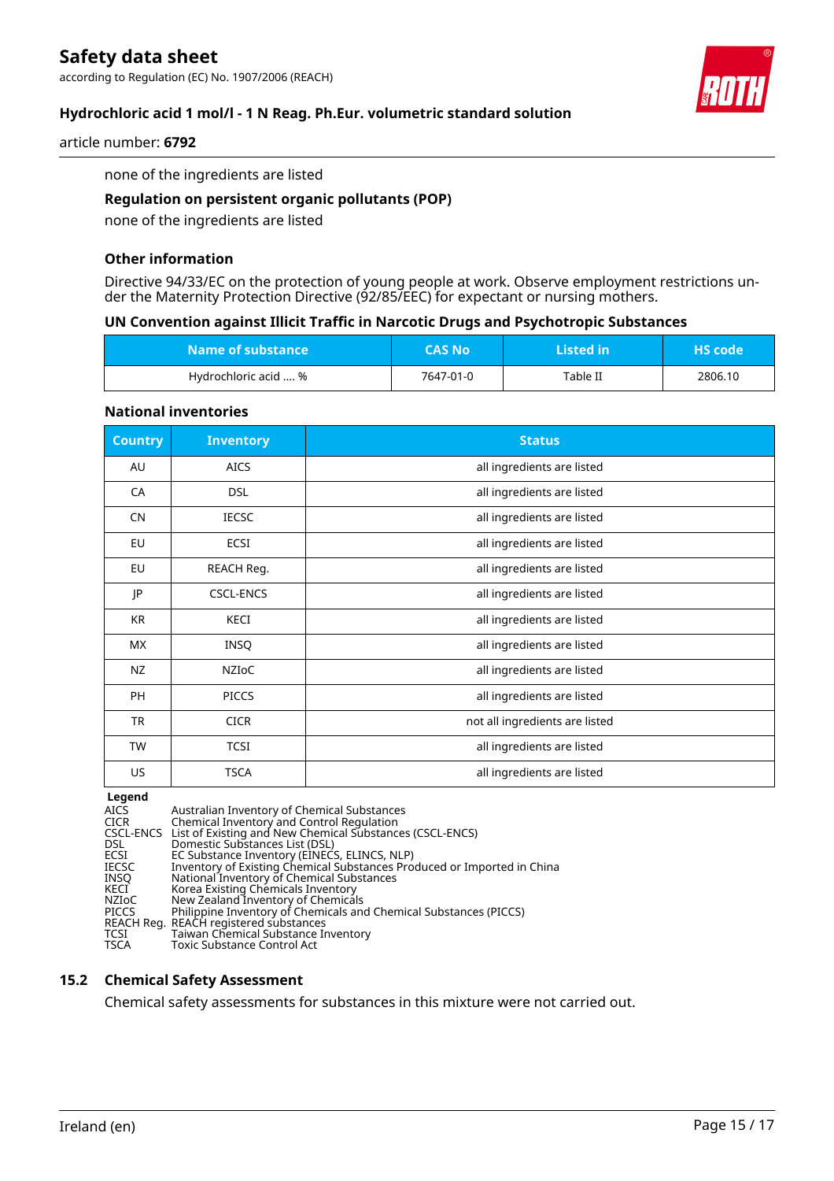none of the ingredients are listed

**Regulation on persistent organic pollutants (POP)**

none of the ingredients are listed

**Other information**

Directive 94/33/EC on the protection of young people at work. Observe employment restrictions under the Maternity Protection Directive (92/85/EEC) for expectant or nursing mothers.

**UN Convention against Illicit Traffic in Narcotic Drugs and Psychotropic Substances**

| Name of substance | CAS No | Listed in | HS code |
|---|---|---|---|
| Hydrochloric acid .... % | 7647-01-0 | Table II | 2806.10 |

**National inventories**

| Country | Inventory | Status |
|---|---|---|
| AU | AICS | all ingredients are listed |
| CA | DSL | all ingredients are listed |
| CN | IECSC | all ingredients are listed |
| EU | ECSI | all ingredients are listed |
| EU | REACH Reg. | all ingredients are listed |
| JP | CSCL-ENCS | all ingredients are listed |
| KR | KECI | all ingredients are listed |
| MX | INSQ | all ingredients are listed |
| NZ | NZIoC | all ingredients are listed |
| PH | PICCS | all ingredients are listed |
| TR | CICR | not all ingredients are listed |
| TW | TCSI | all ingredients are listed |
| US | TSCA | all ingredients are listed |

**Legend**

| | |
|---|---|
| AICS | Australian Inventory of Chemical Substances |
| CICR | Chemical Inventory and Control Regulation |
| CSCL-ENCS | List of Existing and New Chemical Substances (CSCL-ENCS) |
| DSL | Domestic Substances List (DSL) |
| ECSI | EC Substance Inventory (EINECS, ELINCS, NLP) |
| IECSC | Inventory of Existing Chemical Substances Produced or Imported in China |
| INSQ | National Inventory of Chemical Substances |
| KECI | Korea Existing Chemicals Inventory |
| NZIoC | New Zealand Inventory of Chemicals |
| PICCS | Philippine Inventory of Chemicals and Chemical Substances (PICCS) |
| REACH Reg. | REACH registered substances |
| TCSI | Taiwan Chemical Substance Inventory |
| TSCA | Toxic Substance Control Act |

## 15.2 Chemical Safety Assessment

Chemical safety assessments for substances in this mixture were not carried out.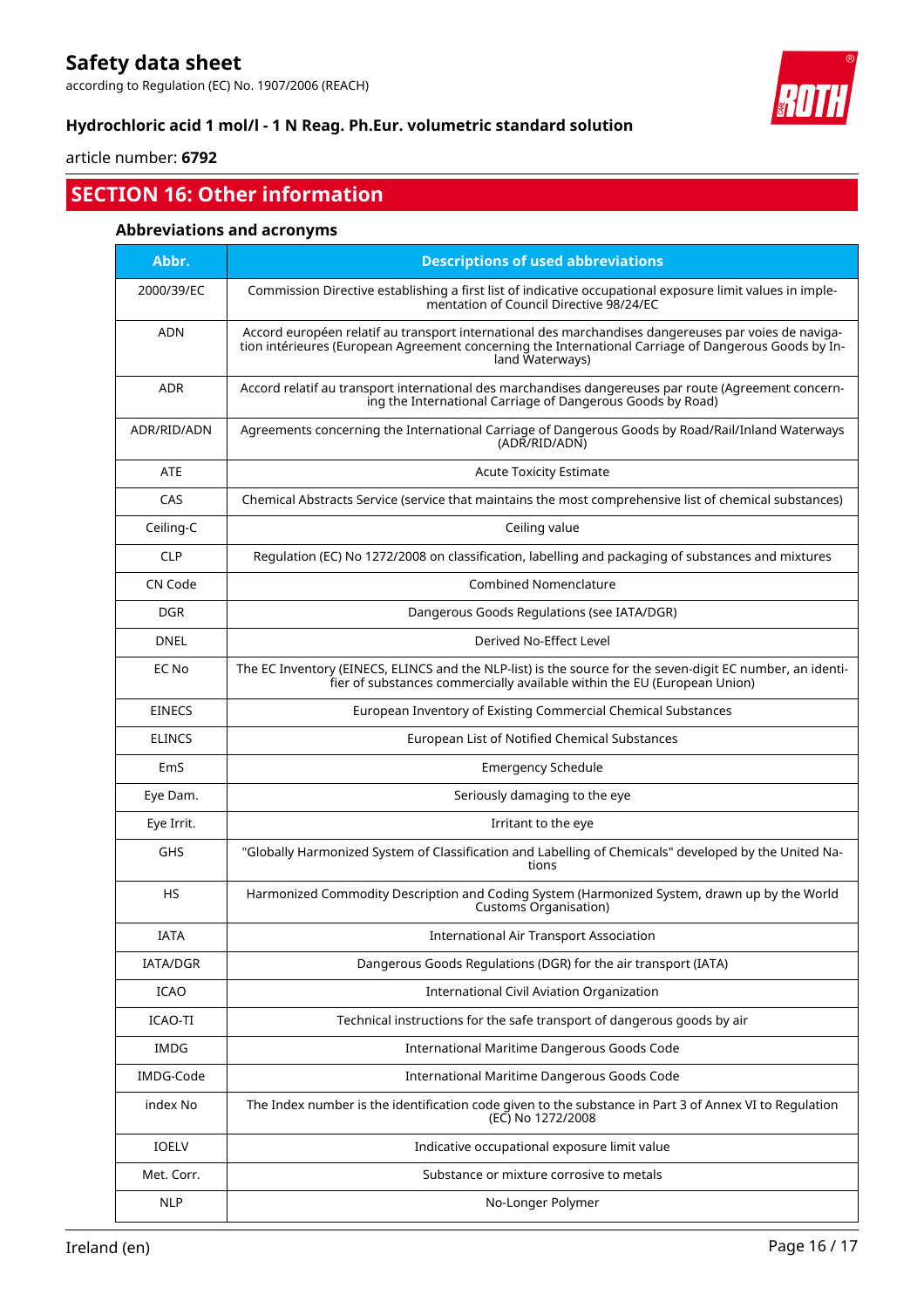## SECTION 16: Other information

### Abbreviations and acronyms

| Abbr. | Descriptions of used abbreviations |
|---|---|
| 2000/39/EC | Commission Directive establishing a first list of indicative occupational exposure limit values in implementation of Council Directive 98/24/EC |
| ADN | Accord européen relatif au transport international des marchandises dangereuses par voies de navigation intérieures (European Agreement concerning the International Carriage of Dangerous Goods by Inland Waterways) |
| ADR | Accord relatif au transport international des marchandises dangereuses par route (Agreement concerning the International Carriage of Dangerous Goods by Road) |
| ADR/RID/ADN | Agreements concerning the International Carriage of Dangerous Goods by Road/Rail/Inland Waterways (ADR/RID/ADN) |
| ATE | Acute Toxicity Estimate |
| CAS | Chemical Abstracts Service (service that maintains the most comprehensive list of chemical substances) |
| Ceiling-C | Ceiling value |
| CLP | Regulation (EC) No 1272/2008 on classification, labelling and packaging of substances and mixtures |
| CN Code | Combined Nomenclature |
| DGR | Dangerous Goods Regulations (see IATA/DGR) |
| DNEL | Derived No-Effect Level |
| EC No | The EC Inventory (EINECS, ELINCS and the NLP-list) is the source for the seven-digit EC number, an identifier of substances commercially available within the EU (European Union) |
| EINECS | European Inventory of Existing Commercial Chemical Substances |
| ELINCS | European List of Notified Chemical Substances |
| EmS | Emergency Schedule |
| Eye Dam. | Seriously damaging to the eye |
| Eye Irrit. | Irritant to the eye |
| GHS | "Globally Harmonized System of Classification and Labelling of Chemicals" developed by the United Nations |
| HS | Harmonized Commodity Description and Coding System (Harmonized System, drawn up by the World Customs Organisation) |
| IATA | International Air Transport Association |
| IATA/DGR | Dangerous Goods Regulations (DGR) for the air transport (IATA) |
| ICAO | International Civil Aviation Organization |
| ICAO-TI | Technical instructions for the safe transport of dangerous goods by air |
| IMDG | International Maritime Dangerous Goods Code |
| IMDG-Code | International Maritime Dangerous Goods Code |
| index No | The Index number is the identification code given to the substance in Part 3 of Annex VI to Regulation (EC) No 1272/2008 |
| IOELV | Indicative occupational exposure limit value |
| Met. Corr. | Substance or mixture corrosive to metals |
| NLP | No-Longer Polymer |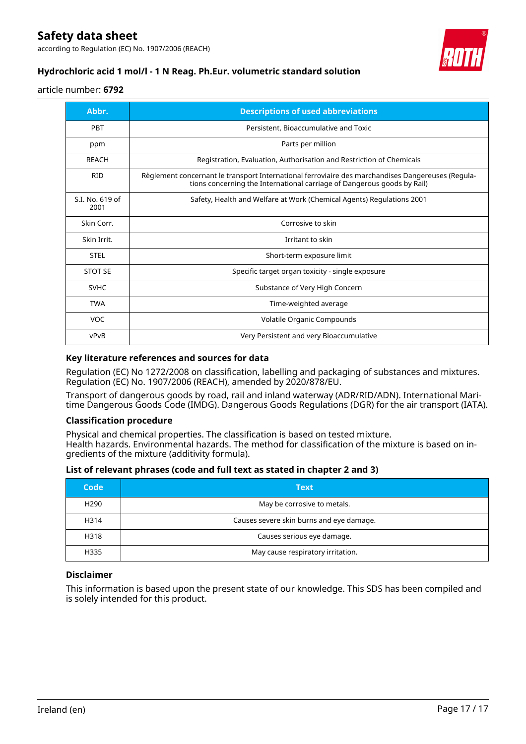| Abbr. | Descriptions of used abbreviations |
|---|---|
| PBT | Persistent, Bioaccumulative and Toxic |
| ppm | Parts per million |
| REACH | Registration, Evaluation, Authorisation and Restriction of Chemicals |
| RID | Règlement concernant le transport International ferroviaire des marchandises Dangereuses (Regulations concerning the International carriage of Dangerous goods by Rail) |
| S.I. No. 619 of 2001 | Safety, Health and Welfare at Work (Chemical Agents) Regulations 2001 |
| Skin Corr. | Corrosive to skin |
| Skin Irrit. | Irritant to skin |
| STEL | Short-term exposure limit |
| STOT SE | Specific target organ toxicity - single exposure |
| SVHC | Substance of Very High Concern |
| TWA | Time-weighted average |
| VOC | Volatile Organic Compounds |
| vPvB | Very Persistent and very Bioaccumulative |

### Key literature references and sources for data

Regulation (EC) No 1272/2008 on classification, labelling and packaging of substances and mixtures. Regulation (EC) No. 1907/2006 (REACH), amended by 2020/878/EU.

Transport of dangerous goods by road, rail and inland waterway (ADR/RID/ADN). International Maritime Dangerous Goods Code (IMDG). Dangerous Goods Regulations (DGR) for the air transport (IATA).

### Classification procedure

Physical and chemical properties. The classification is based on tested mixture.
Health hazards. Environmental hazards. The method for classification of the mixture is based on ingredients of the mixture (additivity formula).

### List of relevant phrases (code and full text as stated in chapter 2 and 3)

| Code | Text |
|---|---|
| H290 | May be corrosive to metals. |
| H314 | Causes severe skin burns and eye damage. |
| H318 | Causes serious eye damage. |
| H335 | May cause respiratory irritation. |

### Disclaimer

This information is based upon the present state of our knowledge. This SDS has been compiled and is solely intended for this product.